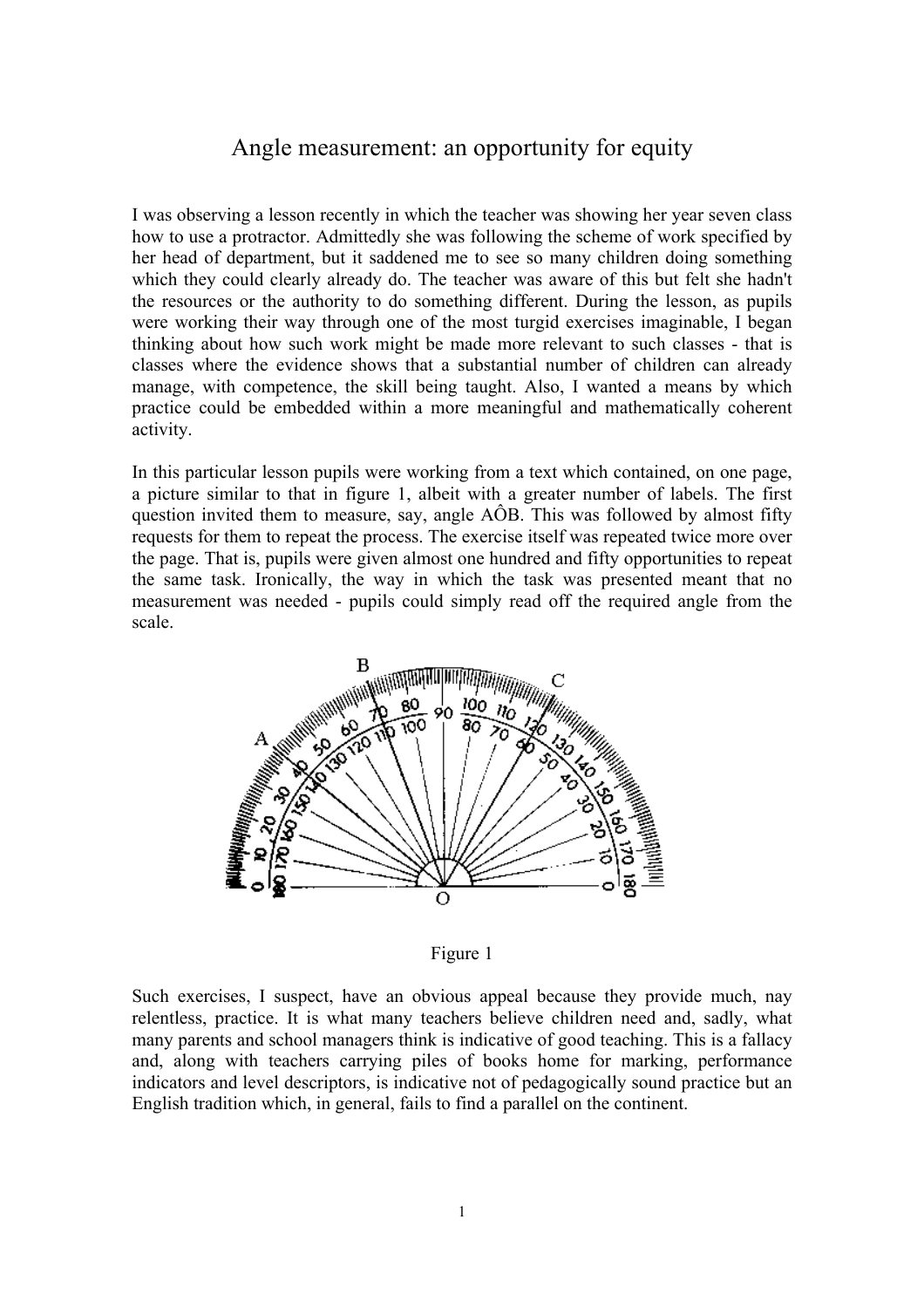# Angle measurement: an opportunity for equity

I was observing a lesson recently in which the teacher was showing her year seven class how to use a protractor. Admittedly she was following the scheme of work specified by her head of department, but it saddened me to see so many children doing something which they could clearly already do. The teacher was aware of this but felt she hadn't the resources or the authority to do something different. During the lesson, as pupils were working their way through one of the most turgid exercises imaginable, I began thinking about how such work might be made more relevant to such classes - that is classes where the evidence shows that a substantial number of children can already manage, with competence, the skill being taught. Also, I wanted a means by which practice could be embedded within a more meaningful and mathematically coherent activity.

In this particular lesson pupils were working from a text which contained, on one page, a picture similar to that in figure 1, albeit with a greater number of labels. The first question invited them to measure, say, angle AÔB. This was followed by almost fifty requests for them to repeat the process. The exercise itself was repeated twice more over the page. That is, pupils were given almost one hundred and fifty opportunities to repeat the same task. Ironically, the way in which the task was presented meant that no measurement was needed - pupils could simply read off the required angle from the scale.

Figure 1

Such exercises, I suspect, have an obvious appeal because they provide much, nay relentless, practice. It is what many teachers believe children need and, sadly, what many parents and school managers think is indicative of good teaching. This is a fallacy and, along with teachers carrying piles of books home for marking, performance indicators and level descriptors, is indicative not of pedagogically sound practice but an English tradition which, in general, fails to find a parallel on the continent.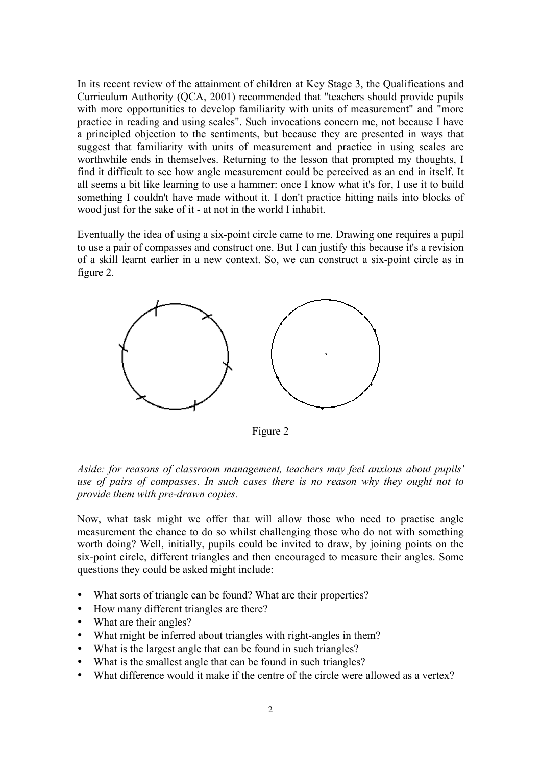In its recent review of the attainment of children at Key Stage 3, the Qualifications and Curriculum Authority (QCA, 2001) recommended that "teachers should provide pupils with more opportunities to develop familiarity with units of measurement" and "more practice in reading and using scales". Such invocations concern me, not because I have a principled objection to the sentiments, but because they are presented in ways that suggest that familiarity with units of measurement and practice in using scales are worthwhile ends in themselves. Returning to the lesson that prompted my thoughts, I find it difficult to see how angle measurement could be perceived as an end in itself. It all seems a bit like learning to use a hammer: once I know what it's for, I use it to build something I couldn't have made without it. I don't practice hitting nails into blocks of wood just for the sake of it - at not in the world I inhabit.

Eventually the idea of using a six-point circle came to me. Drawing one requires a pupil to use a pair of compasses and construct one. But I can justify this because it's a revision of a skill learnt earlier in a new context. So, we can construct a six-point circle as in figure 2.

Figure 2

*Aside: for reasons of classroom management, teachers may feel anxious about pupils' use of pairs of compasses. In such cases there is no reason why they ought not to provide them with pre-drawn copies.*

Now, what task might we offer that will allow those who need to practise angle measurement the chance to do so whilst challenging those who do not with something worth doing? Well, initially, pupils could be invited to draw, by joining points on the six-point circle, different triangles and then encouraged to measure their angles. Some questions they could be asked might include:

- What sorts of triangle can be found? What are their properties?
- How many different triangles are there?
- What are their angles?
- What might be inferred about triangles with right-angles in them?
- What is the largest angle that can be found in such triangles?
- What is the smallest angle that can be found in such triangles?
- What difference would it make if the centre of the circle were allowed as a vertex?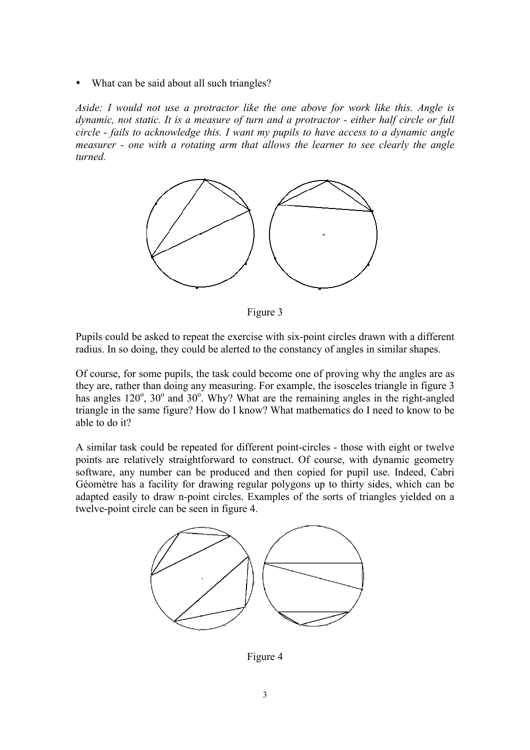- What can be said about all such triangles?

*Aside: I would not use a protractor like the one above for work like this. Angle is dynamic, not static. It is a measure of turn and a protractor - either half circle or full circle - fails to acknowledge this. I want my pupils to have access to a dynamic angle measurer - one with a rotating arm that allows the learner to see clearly the angle turned.*

Figure 3

Pupils could be asked to repeat the exercise with six-point circles drawn with a different radius. In so doing, they could be alerted to the constancy of angles in similar shapes.

Of course, for some pupils, the task could become one of proving why the angles are as they are, rather than doing any measuring. For example, the isosceles triangle in figure 3 has angles $120^{\circ}$, $30^{\circ}$ and $30^{\circ}$. Why? What are the remaining angles in the right-angled triangle in the same figure? How do I know? What mathematics do I need to know to be able to do it?

A similar task could be repeated for different point-circles - those with eight or twelve points are relatively straightforward to construct. Of course, with dynamic geometry software, any number can be produced and then copied for pupil use. Indeed, Cabri Géomètre has a facility for drawing regular polygons up to thirty sides, which can be adapted easily to draw n-point circles. Examples of the sorts of triangles yielded on a twelve-point circle can be seen in figure 4.

Figure 4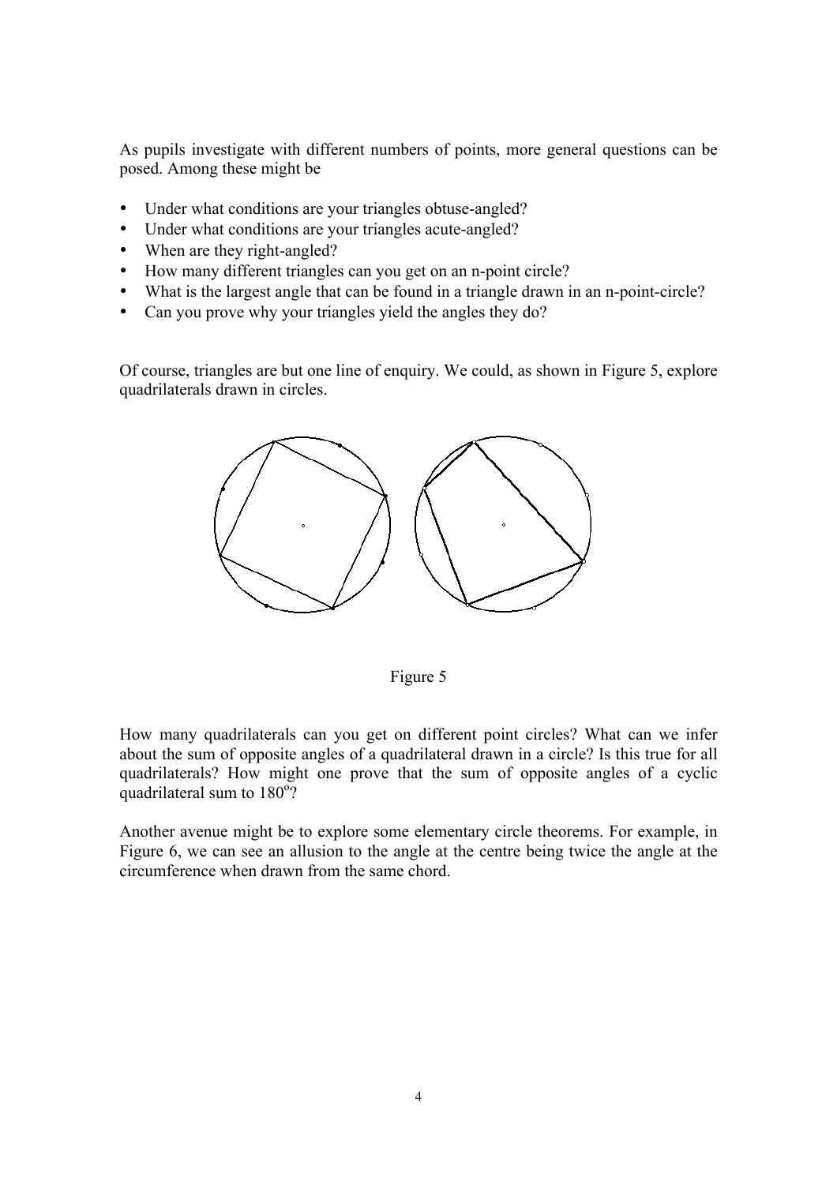As pupils investigate with different numbers of points, more general questions can be posed. Among these might be

- Under what conditions are your triangles obtuse-angled?
- Under what conditions are your triangles acute-angled?
- When are they right-angled?
- How many different triangles can you get on an n-point circle?
- What is the largest angle that can be found in a triangle drawn in an n-point-circle?
- Can you prove why your triangles yield the angles they do?

Of course, triangles are but one line of enquiry. We could, as shown in Figure 5, explore quadrilaterals drawn in circles.

Figure 5

How many quadrilaterals can you get on different point circles? What can we infer about the sum of opposite angles of a quadrilateral drawn in a circle? Is this true for all quadrilaterals? How might one prove that the sum of opposite angles of a cyclic quadrilateral sum to $180^{\circ}$?

Another avenue might be to explore some elementary circle theorems. For example, in Figure 6, we can see an allusion to the angle at the centre being twice the angle at the circumference when drawn from the same chord.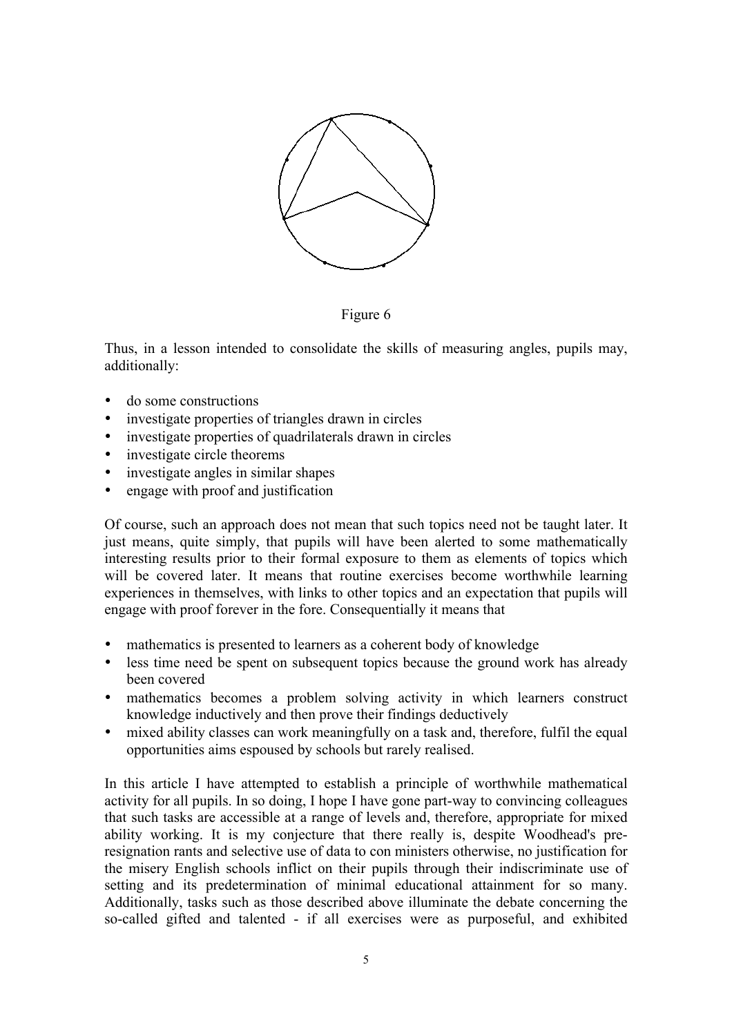Figure 6

Thus, in a lesson intended to consolidate the skills of measuring angles, pupils may, additionally:

- do some constructions
- investigate properties of triangles drawn in circles
- investigate properties of quadrilaterals drawn in circles
- investigate circle theorems
- investigate angles in similar shapes
- engage with proof and justification

Of course, such an approach does not mean that such topics need not be taught later. It just means, quite simply, that pupils will have been alerted to some mathematically interesting results prior to their formal exposure to them as elements of topics which will be covered later. It means that routine exercises become worthwhile learning experiences in themselves, with links to other topics and an expectation that pupils will engage with proof forever in the fore. Consequentially it means that

- mathematics is presented to learners as a coherent body of knowledge
- less time need be spent on subsequent topics because the ground work has already been covered
- mathematics becomes a problem solving activity in which learners construct knowledge inductively and then prove their findings deductively
- mixed ability classes can work meaningfully on a task and, therefore, fulfil the equal opportunities aims espoused by schools but rarely realised.

In this article I have attempted to establish a principle of worthwhile mathematical activity for all pupils. In so doing, I hope I have gone part-way to convincing colleagues that such tasks are accessible at a range of levels and, therefore, appropriate for mixed ability working. It is my conjecture that there really is, despite Woodhead's pre-resignation rants and selective use of data to con ministers otherwise, no justification for the misery English schools inflict on their pupils through their indiscriminate use of setting and its predetermination of minimal educational attainment for so many. Additionally, tasks such as those described above illuminate the debate concerning the so-called gifted and talented - if all exercises were as purposeful, and exhibited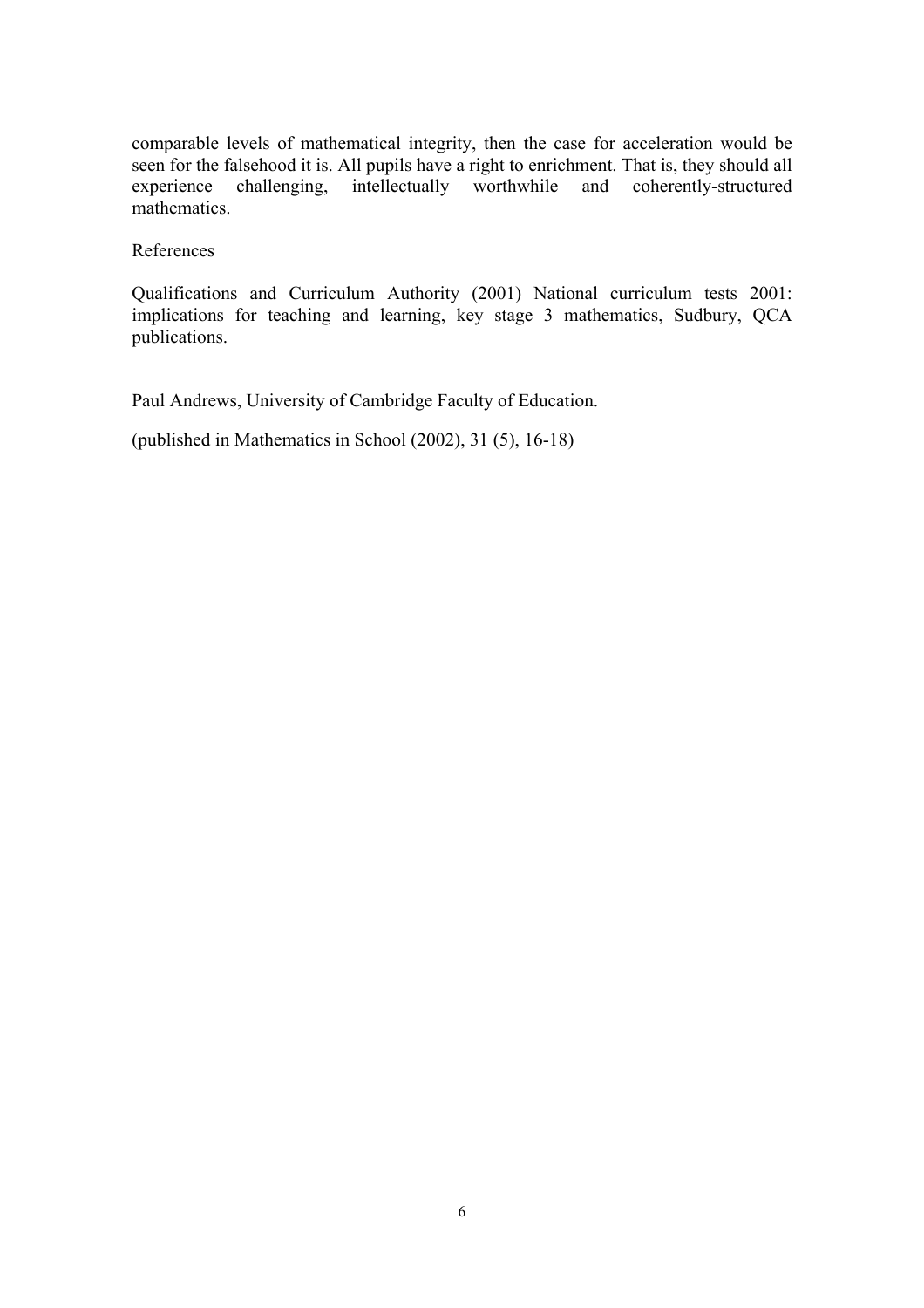comparable levels of mathematical integrity, then the case for acceleration would be seen for the falsehood it is. All pupils have a right to enrichment. That is, they should all experience challenging, intellectually worthwhile and coherently-structured mathematics.

## References

Qualifications and Curriculum Authority (2001) National curriculum tests 2001: implications for teaching and learning, key stage 3 mathematics, Sudbury, QCA publications.

Paul Andrews, University of Cambridge Faculty of Education.

(published in Mathematics in School (2002), 31 (5), 16-18)